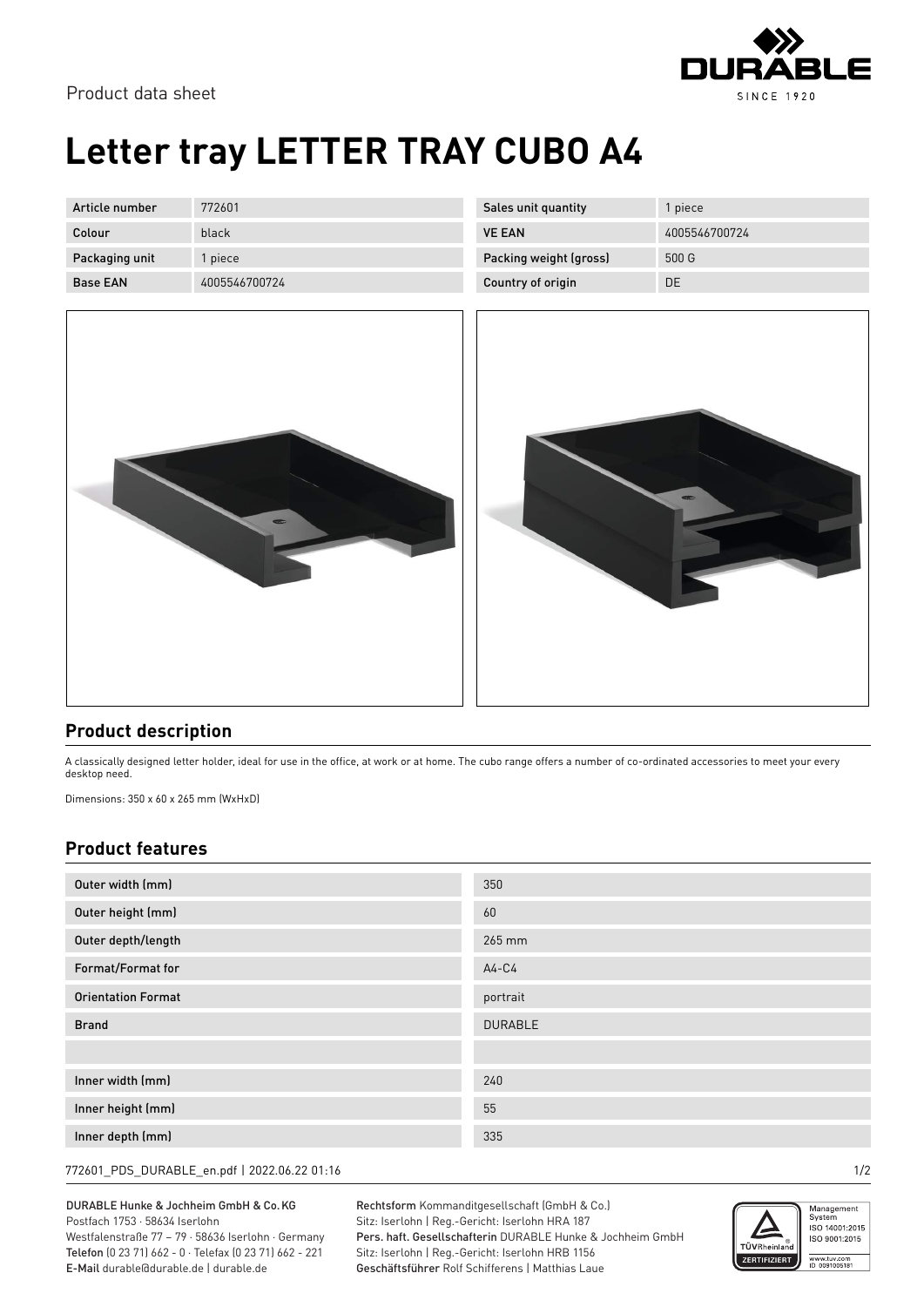Product data sheet

# Letter tray LETTER TRAY CUBO A4

| Article number | 772601 | Sales unit quantity | 1 piece |
|---|---|---|---|
| Colour | black | VE EAN | 4005546700724 |
| Packaging unit | 1 piece | Packing weight (gross) | 500 G |
| Base EAN | 4005546700724 | Country of origin | DE |

## Product description

A classically designed letter holder, ideal for use in the office, at work or at home. The cubo range offers a number of co-ordinated accessories to meet your every desktop need.

Dimensions: 350 x 60 x 265 mm (WxHxD)

## Product features

| | |
|---|---|
| Outer width (mm) | 350 |
| Outer height (mm) | 60 |
| Outer depth/length | 265 mm |
| Format/Format for | A4-C4 |
| Orientation Format | portrait |
| Brand | DURABLE |
| | |
| Inner width (mm) | 240 |
| Inner height (mm) | 55 |
| Inner depth (mm) | 335 |

772601_PDS_DURABLE_en.pdf | 2022.06.22 01:16

DURABLE Hunke & Jochheim GmbH & Co. KG
Postfach 1753 · 58634 Iserlohn
Westfalenstraße 77 – 79 · 58636 Iserlohn · Germany
**Telefon** (0 23 71) 662 - 0 · Telefax (0 23 71) 662 - 221
**E-Mail** durable@durable.de | durable.de

**Rechtsform** Kommanditgesellschaft (GmbH & Co.)
Sitz: Iserlohn | Reg.-Gericht: Iserlohn HRA 187
**Pers. haft. Gesellschafterin** DURABLE Hunke & Jochheim GmbH
Sitz: Iserlohn | Reg.-Gericht: Iserlohn HRB 1156
**Geschäftsführer** Rolf Schifferens | Matthias Laue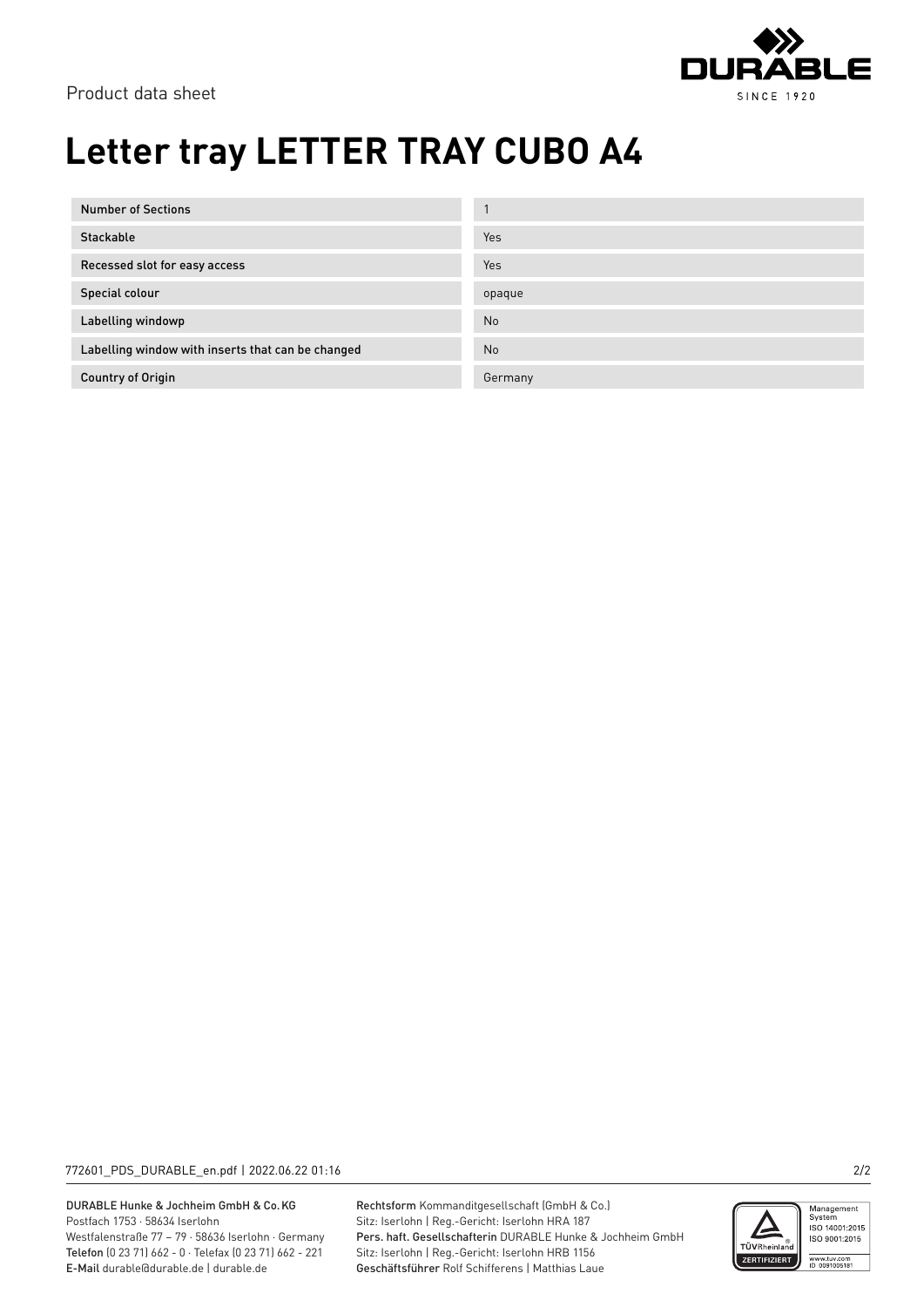# Letter tray LETTER TRAY CUBO A4

| | |
|---|---|
| Number of Sections | 1 |
| Stackable | Yes |
| Recessed slot for easy access | Yes |
| Special colour | opaque |
| Labelling windowp | No |
| Labelling window with inserts that can be changed | No |
| Country of Origin | Germany |

DURABLE Hunke & Jochheim GmbH & Co. KG
Postfach 1753 · 58634 Iserlohn
Westfalenstraße 77 – 79 · 58636 Iserlohn · Germany
Telefon (0 23 71) 662 - 0 · Telefax (0 23 71) 662 - 221
E-Mail durable@durable.de | durable.de

Rechtsform Kommanditgesellschaft (GmbH & Co.)
Sitz: Iserlohn | Reg.-Gericht: Iserlohn HRA 187
Pers. haft. Gesellschafterin DURABLE Hunke & Jochheim GmbH
Sitz: Iserlohn | Reg.-Gericht: Iserlohn HRB 1156
Geschäftsführer Rolf Schifferens | Matthias Laue